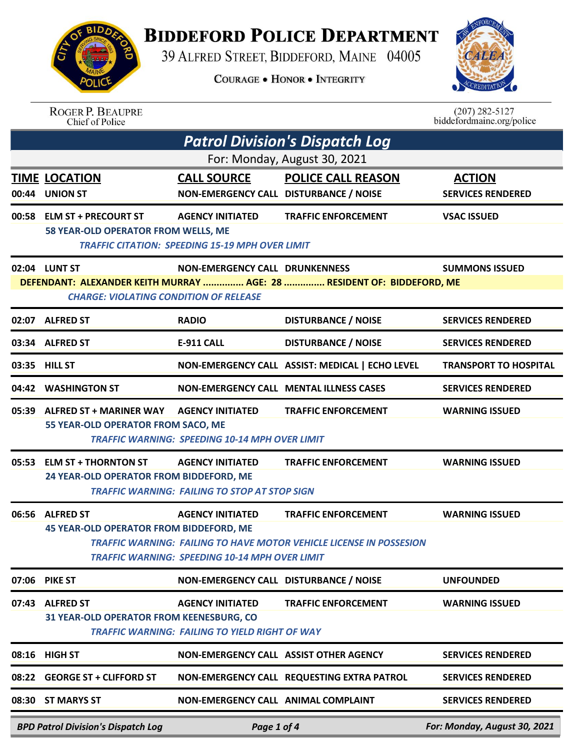# BIDDEFORD POLICE DEPARTMENT

39 ALFRED STREET, BIDDEFORD, MAINE 04005

COURAGE • HONOR • INTEGRITY

ROGER P. BEAUPRE
Chief of Police

(207) 282-5127
biddefordmaine.org/police

## *Patrol Division's Dispatch Log*

For: Monday, August 30, 2021

| TIME | LOCATION | CALL SOURCE | POLICE CALL REASON | ACTION |
|---|---|---|---|---|
| 00:44 | UNION ST | NON-EMERGENCY CALL | DISTURBANCE / NOISE | SERVICES RENDERED |
| 00:58 | ELM ST + PRECOURT ST | AGENCY INITIATED | TRAFFIC ENFORCEMENT | VSAC ISSUED |
| | 58 YEAR-OLD OPERATOR FROM WELLS, ME<br>*TRAFFIC CITATION: SPEEDING 15-19 MPH OVER LIMIT* | | | |
| 02:04 | LUNT ST | NON-EMERGENCY CALL | DRUNKENNESS | SUMMONS ISSUED |
| | DEFENDANT: ALEXANDER KEITH MURRAY ............... AGE: 28 ............... RESIDENT OF: BIDDEFORD, ME<br>*CHARGE: VIOLATING CONDITION OF RELEASE* | | | |
| 02:07 | ALFRED ST | RADIO | DISTURBANCE / NOISE | SERVICES RENDERED |
| 03:34 | ALFRED ST | E-911 CALL | DISTURBANCE / NOISE | SERVICES RENDERED |
| 03:35 | HILL ST | NON-EMERGENCY CALL | ASSIST: MEDICAL \| ECHO LEVEL | TRANSPORT TO HOSPITAL |
| 04:42 | WASHINGTON ST | NON-EMERGENCY CALL | MENTAL ILLNESS CASES | SERVICES RENDERED |
| 05:39 | ALFRED ST + MARINER WAY | AGENCY INITIATED | TRAFFIC ENFORCEMENT | WARNING ISSUED |
| | 55 YEAR-OLD OPERATOR FROM SACO, ME<br>*TRAFFIC WARNING: SPEEDING 10-14 MPH OVER LIMIT* | | | |
| 05:53 | ELM ST + THORNTON ST | AGENCY INITIATED | TRAFFIC ENFORCEMENT | WARNING ISSUED |
| | 24 YEAR-OLD OPERATOR FROM BIDDEFORD, ME<br>*TRAFFIC WARNING: FAILING TO STOP AT STOP SIGN* | | | |
| 06:56 | ALFRED ST | AGENCY INITIATED | TRAFFIC ENFORCEMENT | WARNING ISSUED |
| | 45 YEAR-OLD OPERATOR FROM BIDDEFORD, ME<br>*TRAFFIC WARNING: FAILING TO HAVE MOTOR VEHICLE LICENSE IN POSSESION*<br>*TRAFFIC WARNING: SPEEDING 10-14 MPH OVER LIMIT* | | | |
| 07:06 | PIKE ST | NON-EMERGENCY CALL | DISTURBANCE / NOISE | UNFOUNDED |
| 07:43 | ALFRED ST | AGENCY INITIATED | TRAFFIC ENFORCEMENT | WARNING ISSUED |
| | 31 YEAR-OLD OPERATOR FROM KEENESBURG, CO<br>*TRAFFIC WARNING: FAILING TO YIELD RIGHT OF WAY* | | | |
| 08:16 | HIGH ST | NON-EMERGENCY CALL | ASSIST OTHER AGENCY | SERVICES RENDERED |
| 08:22 | GEORGE ST + CLIFFORD ST | NON-EMERGENCY CALL | REQUESTING EXTRA PATROL | SERVICES RENDERED |
| 08:30 | ST MARYS ST | NON-EMERGENCY CALL | ANIMAL COMPLAINT | SERVICES RENDERED |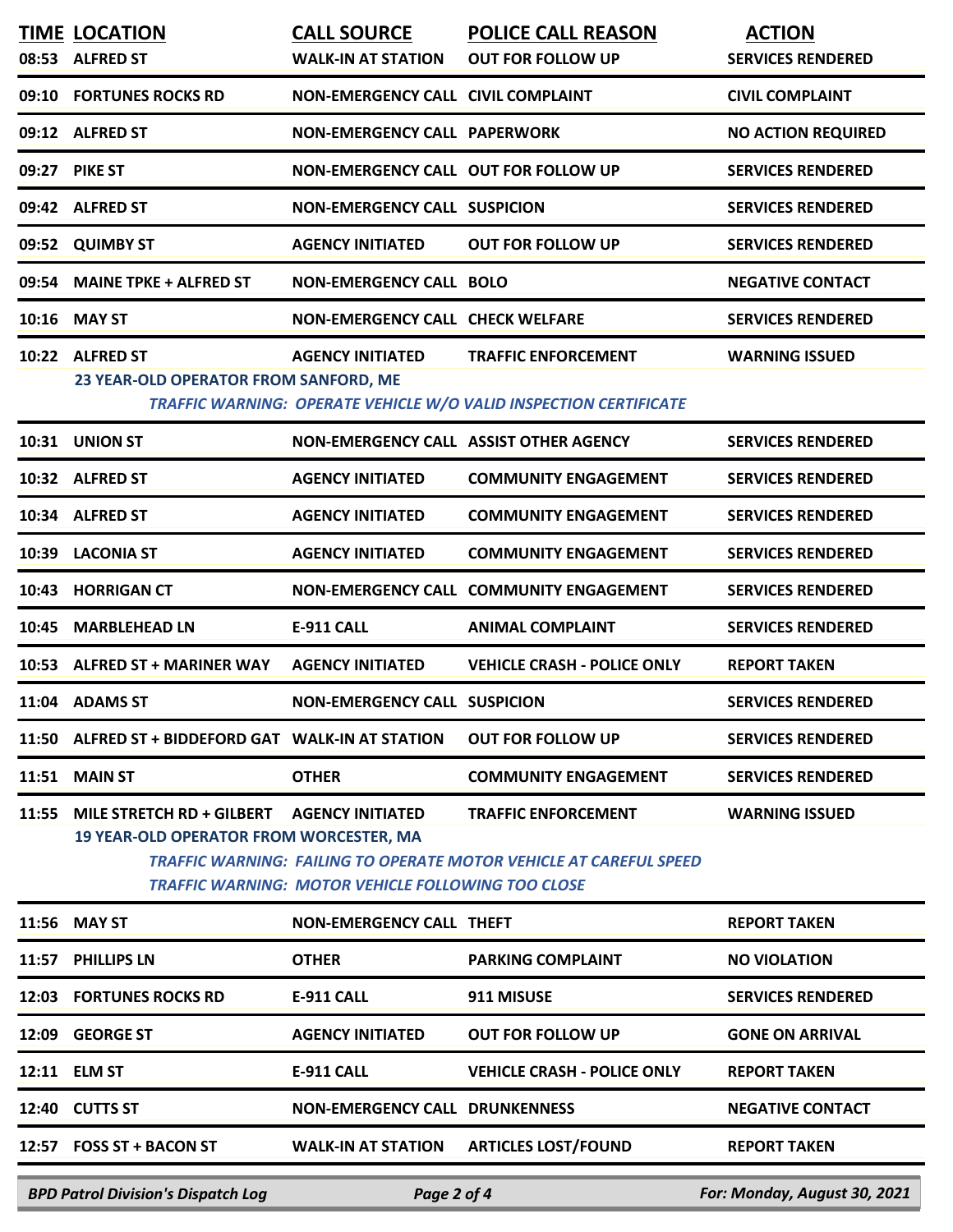| TIME | LOCATION | CALL SOURCE | POLICE CALL REASON | ACTION |
|---|---|---|---|---|
| 08:53 | ALFRED ST | WALK-IN AT STATION | OUT FOR FOLLOW UP | SERVICES RENDERED |
| 09:10 | FORTUNES ROCKS RD | NON-EMERGENCY CALL | CIVIL COMPLAINT | CIVIL COMPLAINT |
| 09:12 | ALFRED ST | NON-EMERGENCY CALL | PAPERWORK | NO ACTION REQUIRED |
| 09:27 | PIKE ST | NON-EMERGENCY CALL | OUT FOR FOLLOW UP | SERVICES RENDERED |
| 09:42 | ALFRED ST | NON-EMERGENCY CALL | SUSPICION | SERVICES RENDERED |
| 09:52 | QUIMBY ST | AGENCY INITIATED | OUT FOR FOLLOW UP | SERVICES RENDERED |
| 09:54 | MAINE TPKE + ALFRED ST | NON-EMERGENCY CALL | BOLO | NEGATIVE CONTACT |
| 10:16 | MAY ST | NON-EMERGENCY CALL | CHECK WELFARE | SERVICES RENDERED |
| 10:22 | ALFRED ST | AGENCY INITIATED | TRAFFIC ENFORCEMENT | WARNING ISSUED |
| | 23 YEAR-OLD OPERATOR FROM SANFORD, ME | | | |
| | | | *TRAFFIC WARNING: OPERATE VEHICLE W/O VALID INSPECTION CERTIFICATE* | |
| 10:31 | UNION ST | NON-EMERGENCY CALL | ASSIST OTHER AGENCY | SERVICES RENDERED |
| 10:32 | ALFRED ST | AGENCY INITIATED | COMMUNITY ENGAGEMENT | SERVICES RENDERED |
| 10:34 | ALFRED ST | AGENCY INITIATED | COMMUNITY ENGAGEMENT | SERVICES RENDERED |
| 10:39 | LACONIA ST | AGENCY INITIATED | COMMUNITY ENGAGEMENT | SERVICES RENDERED |
| 10:43 | HORRIGAN CT | NON-EMERGENCY CALL | COMMUNITY ENGAGEMENT | SERVICES RENDERED |
| 10:45 | MARBLEHEAD LN | E-911 CALL | ANIMAL COMPLAINT | SERVICES RENDERED |
| 10:53 | ALFRED ST + MARINER WAY | AGENCY INITIATED | VEHICLE CRASH - POLICE ONLY | REPORT TAKEN |
| 11:04 | ADAMS ST | NON-EMERGENCY CALL | SUSPICION | SERVICES RENDERED |
| 11:50 | ALFRED ST + BIDDEFORD GAT | WALK-IN AT STATION | OUT FOR FOLLOW UP | SERVICES RENDERED |
| 11:51 | MAIN ST | OTHER | COMMUNITY ENGAGEMENT | SERVICES RENDERED |
| 11:55 | MILE STRETCH RD + GILBERT | AGENCY INITIATED | TRAFFIC ENFORCEMENT | WARNING ISSUED |
| | 19 YEAR-OLD OPERATOR FROM WORCESTER, MA | | | |
| | | | *TRAFFIC WARNING: FAILING TO OPERATE MOTOR VEHICLE AT CAREFUL SPEED* | |
| | | | *TRAFFIC WARNING: MOTOR VEHICLE FOLLOWING TOO CLOSE* | |
| 11:56 | MAY ST | NON-EMERGENCY CALL | THEFT | REPORT TAKEN |
| 11:57 | PHILLIPS LN | OTHER | PARKING COMPLAINT | NO VIOLATION |
| 12:03 | FORTUNES ROCKS RD | E-911 CALL | 911 MISUSE | SERVICES RENDERED |
| 12:09 | GEORGE ST | AGENCY INITIATED | OUT FOR FOLLOW UP | GONE ON ARRIVAL |
| 12:11 | ELM ST | E-911 CALL | VEHICLE CRASH - POLICE ONLY | REPORT TAKEN |
| 12:40 | CUTTS ST | NON-EMERGENCY CALL | DRUNKENNESS | NEGATIVE CONTACT |
| 12:57 | FOSS ST + BACON ST | WALK-IN AT STATION | ARTICLES LOST/FOUND | REPORT TAKEN |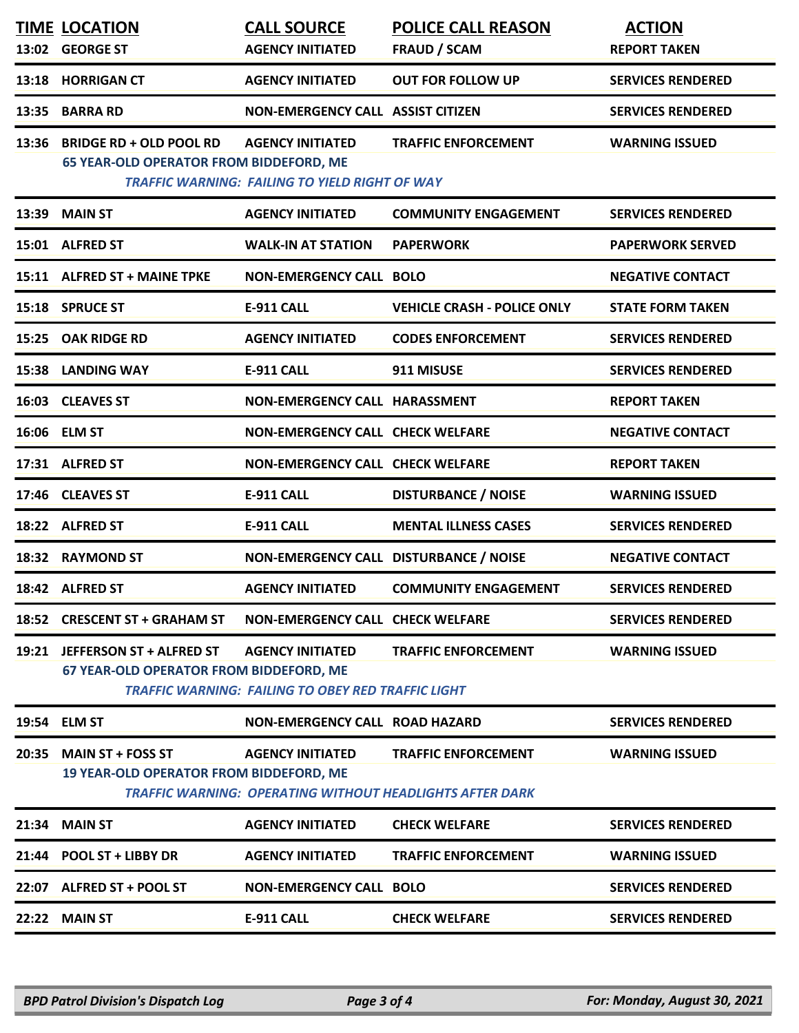| TIME | LOCATION | CALL SOURCE | POLICE CALL REASON | ACTION |
|---|---|---|---|---|
| 13:02 | GEORGE ST | AGENCY INITIATED | FRAUD / SCAM | REPORT TAKEN |
| 13:18 | HORRIGAN CT | AGENCY INITIATED | OUT FOR FOLLOW UP | SERVICES RENDERED |
| 13:35 | BARRA RD | NON-EMERGENCY CALL | ASSIST CITIZEN | SERVICES RENDERED |
| 13:36 | BRIDGE RD + OLD POOL RD | AGENCY INITIATED | TRAFFIC ENFORCEMENT | WARNING ISSUED |
| | 65 YEAR-OLD OPERATOR FROM BIDDEFORD, ME<br>*TRAFFIC WARNING: FAILING TO YIELD RIGHT OF WAY* | | | |
| 13:39 | MAIN ST | AGENCY INITIATED | COMMUNITY ENGAGEMENT | SERVICES RENDERED |
| 15:01 | ALFRED ST | WALK-IN AT STATION | PAPERWORK | PAPERWORK SERVED |
| 15:11 | ALFRED ST + MAINE TPKE | NON-EMERGENCY CALL | BOLO | NEGATIVE CONTACT |
| 15:18 | SPRUCE ST | E-911 CALL | VEHICLE CRASH - POLICE ONLY | STATE FORM TAKEN |
| 15:25 | OAK RIDGE RD | AGENCY INITIATED | CODES ENFORCEMENT | SERVICES RENDERED |
| 15:38 | LANDING WAY | E-911 CALL | 911 MISUSE | SERVICES RENDERED |
| 16:03 | CLEAVES ST | NON-EMERGENCY CALL | HARASSMENT | REPORT TAKEN |
| 16:06 | ELM ST | NON-EMERGENCY CALL | CHECK WELFARE | NEGATIVE CONTACT |
| 17:31 | ALFRED ST | NON-EMERGENCY CALL | CHECK WELFARE | REPORT TAKEN |
| 17:46 | CLEAVES ST | E-911 CALL | DISTURBANCE / NOISE | WARNING ISSUED |
| 18:22 | ALFRED ST | E-911 CALL | MENTAL ILLNESS CASES | SERVICES RENDERED |
| 18:32 | RAYMOND ST | NON-EMERGENCY CALL | DISTURBANCE / NOISE | NEGATIVE CONTACT |
| 18:42 | ALFRED ST | AGENCY INITIATED | COMMUNITY ENGAGEMENT | SERVICES RENDERED |
| 18:52 | CRESCENT ST + GRAHAM ST | NON-EMERGENCY CALL | CHECK WELFARE | SERVICES RENDERED |
| 19:21 | JEFFERSON ST + ALFRED ST | AGENCY INITIATED | TRAFFIC ENFORCEMENT | WARNING ISSUED |
| | 67 YEAR-OLD OPERATOR FROM BIDDEFORD, ME<br>*TRAFFIC WARNING: FAILING TO OBEY RED TRAFFIC LIGHT* | | | |
| 19:54 | ELM ST | NON-EMERGENCY CALL | ROAD HAZARD | SERVICES RENDERED |
| 20:35 | MAIN ST + FOSS ST | AGENCY INITIATED | TRAFFIC ENFORCEMENT | WARNING ISSUED |
| | 19 YEAR-OLD OPERATOR FROM BIDDEFORD, ME<br>*TRAFFIC WARNING: OPERATING WITHOUT HEADLIGHTS AFTER DARK* | | | |
| 21:34 | MAIN ST | AGENCY INITIATED | CHECK WELFARE | SERVICES RENDERED |
| 21:44 | POOL ST + LIBBY DR | AGENCY INITIATED | TRAFFIC ENFORCEMENT | WARNING ISSUED |
| 22:07 | ALFRED ST + POOL ST | NON-EMERGENCY CALL | BOLO | SERVICES RENDERED |
| 22:22 | MAIN ST | E-911 CALL | CHECK WELFARE | SERVICES RENDERED |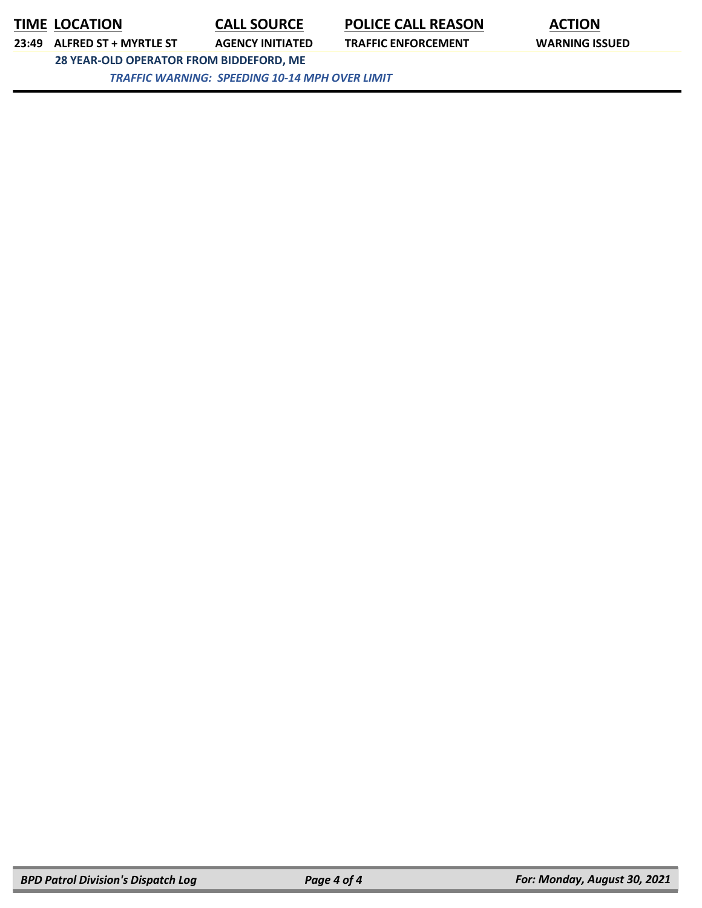| TIME | LOCATION | CALL SOURCE | POLICE CALL REASON | ACTION |
|---|---|---|---|---|
| 23:49 | ALFRED ST + MYRTLE ST | AGENCY INITIATED | TRAFFIC ENFORCEMENT | WARNING ISSUED |

**28 YEAR-OLD OPERATOR FROM BIDDEFORD, ME**

***TRAFFIC WARNING: SPEEDING 10-14 MPH OVER LIMIT***